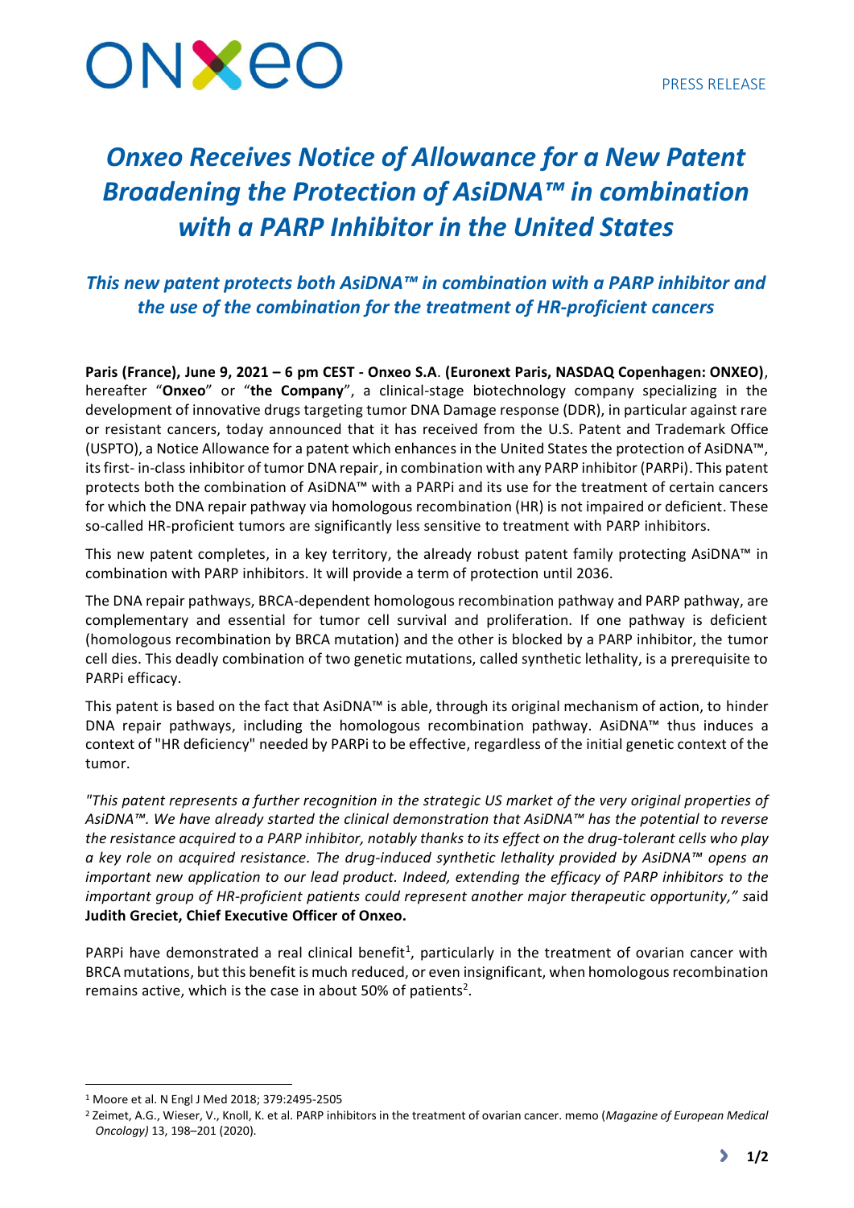PRESS RELEASE

# *Onxeo Receives Notice of Allowance for a New Patent Broadening the Protection of AsiDNA™ in combination with a PARP Inhibitor in the United States*

## *This new patent protects both AsiDNA™ in combination with a PARP inhibitor and the use of the combination for the treatment of HR-proficient cancers*

**Paris (France), June 9, 2021 – 6 pm CEST - Onxeo S.A**. **(Euronext Paris, NASDAQ Copenhagen: ONXEO)**, hereafter "**Onxeo**" or "**the Company**", a clinical-stage biotechnology company specializing in the development of innovative drugs targeting tumor DNA Damage response (DDR), in particular against rare or resistant cancers, today announced that it has received from the U.S. Patent and Trademark Office (USPTO), a Notice Allowance for a patent which enhances in the United States the protection of AsiDNA™, its first- in-class inhibitor of tumor DNA repair, in combination with any PARP inhibitor (PARPi). This patent protects both the combination of AsiDNA™ with a PARPi and its use for the treatment of certain cancers for which the DNA repair pathway via homologous recombination (HR) is not impaired or deficient. These so-called HR-proficient tumors are significantly less sensitive to treatment with PARP inhibitors.

This new patent completes, in a key territory, the already robust patent family protecting AsiDNA™ in combination with PARP inhibitors. It will provide a term of protection until 2036.

The DNA repair pathways, BRCA-dependent homologous recombination pathway and PARP pathway, are complementary and essential for tumor cell survival and proliferation. If one pathway is deficient (homologous recombination by BRCA mutation) and the other is blocked by a PARP inhibitor, the tumor cell dies. This deadly combination of two genetic mutations, called synthetic lethality, is a prerequisite to PARPi efficacy.

This patent is based on the fact that AsiDNA™ is able, through its original mechanism of action, to hinder DNA repair pathways, including the homologous recombination pathway. AsiDNA™ thus induces a context of "HR deficiency" needed by PARPi to be effective, regardless of the initial genetic context of the tumor.

*"This patent represents a further recognition in the strategic US market of the very original properties of AsiDNA™. We have already started the clinical demonstration that AsiDNA™ has the potential to reverse the resistance acquired to a PARP inhibitor, notably thanks to its effect on the drug-tolerant cells who play a key role on acquired resistance. The drug-induced synthetic lethality provided by AsiDNA™ opens an important new application to our lead product. Indeed, extending the efficacy of PARP inhibitors to the important group of HR-proficient patients could represent another major therapeutic opportunity," s*aid **Judith Greciet, Chief Executive Officer of Onxeo.**

PARPi have demonstrated a real clinical benefit[1], particularly in the treatment of ovarian cancer with BRCA mutations, but this benefit is much reduced, or even insignificant, when homologous recombination remains active, which is the case in about 50% of patients[2].

[1] Moore et al. N Engl J Med 2018; 379:2495-2505

[2] Zeimet, A.G., Wieser, V., Knoll, K. et al. PARP inhibitors in the treatment of ovarian cancer. memo (*Magazine of European Medical Oncology)* 13, 198–201 (2020).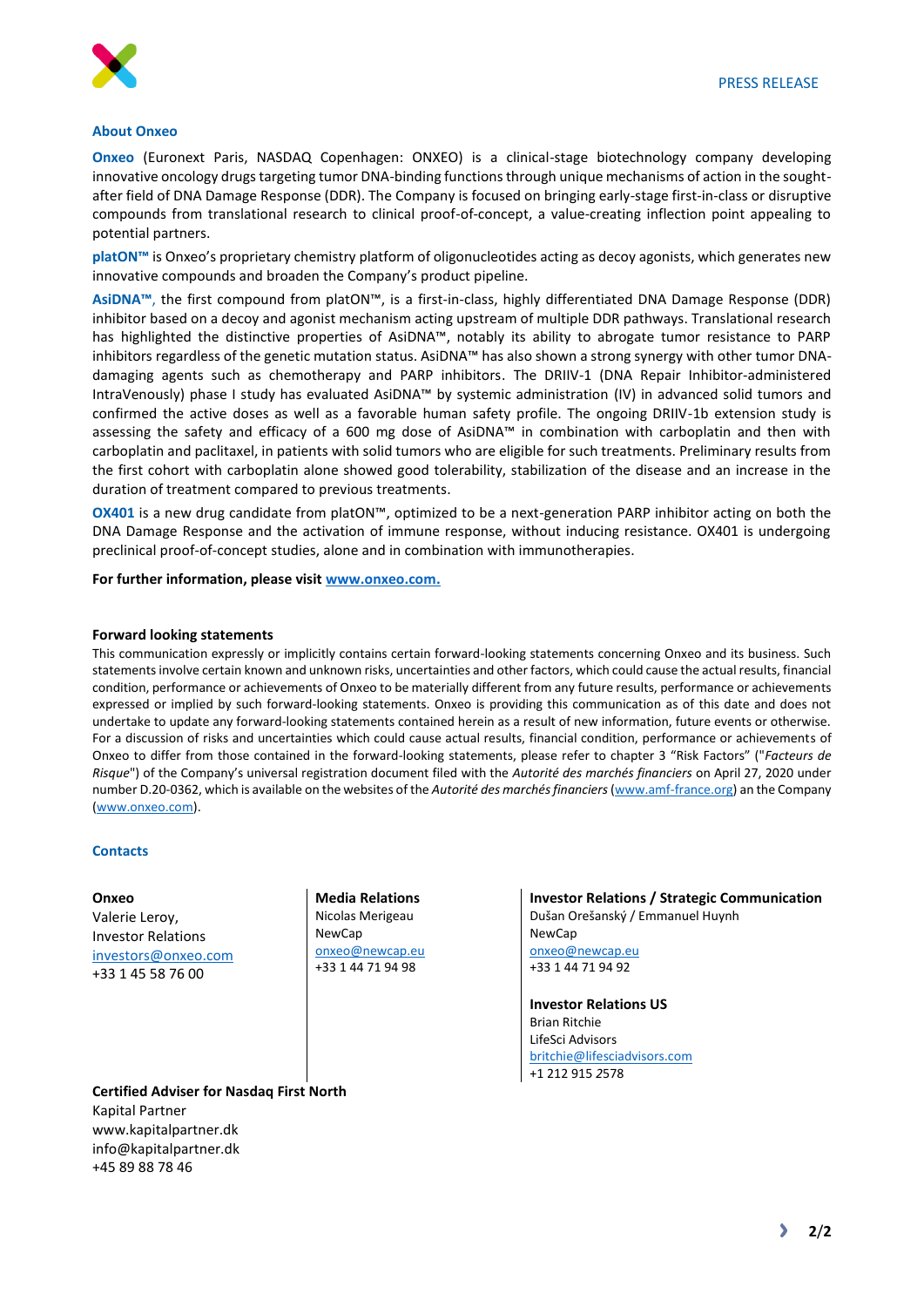### About Onxeo

**Onxeo** (Euronext Paris, NASDAQ Copenhagen: ONXEO) is a clinical-stage biotechnology company developing innovative oncology drugs targeting tumor DNA-binding functions through unique mechanisms of action in the sought-after field of DNA Damage Response (DDR). The Company is focused on bringing early-stage first-in-class or disruptive compounds from translational research to clinical proof-of-concept, a value-creating inflection point appealing to potential partners.

**platON™** is Onxeo's proprietary chemistry platform of oligonucleotides acting as decoy agonists, which generates new innovative compounds and broaden the Company's product pipeline.

**AsiDNA™**, the first compound from platON™, is a first-in-class, highly differentiated DNA Damage Response (DDR) inhibitor based on a decoy and agonist mechanism acting upstream of multiple DDR pathways. Translational research has highlighted the distinctive properties of AsiDNA™, notably its ability to abrogate tumor resistance to PARP inhibitors regardless of the genetic mutation status. AsiDNA™ has also shown a strong synergy with other tumor DNA-damaging agents such as chemotherapy and PARP inhibitors. The DRIIV-1 (DNA Repair Inhibitor-administered IntraVenously) phase I study has evaluated AsiDNA™ by systemic administration (IV) in advanced solid tumors and confirmed the active doses as well as a favorable human safety profile. The ongoing DRIIV-1b extension study is assessing the safety and efficacy of a 600 mg dose of AsiDNA™ in combination with carboplatin and then with carboplatin and paclitaxel, in patients with solid tumors who are eligible for such treatments. Preliminary results from the first cohort with carboplatin alone showed good tolerability, stabilization of the disease and an increase in the duration of treatment compared to previous treatments.

**OX401** is a new drug candidate from platON™, optimized to be a next-generation PARP inhibitor acting on both the DNA Damage Response and the activation of immune response, without inducing resistance. OX401 is undergoing preclinical proof-of-concept studies, alone and in combination with immunotherapies.

**For further information, please visit [www.onxeo.com.](http://www.onxeo.com)**

#### Forward looking statements

This communication expressly or implicitly contains certain forward-looking statements concerning Onxeo and its business. Such statements involve certain known and unknown risks, uncertainties and other factors, which could cause the actual results, financial condition, performance or achievements of Onxeo to be materially different from any future results, performance or achievements expressed or implied by such forward-looking statements. Onxeo is providing this communication as of this date and does not undertake to update any forward-looking statements contained herein as a result of new information, future events or otherwise. For a discussion of risks and uncertainties which could cause actual results, financial condition, performance or achievements of Onxeo to differ from those contained in the forward-looking statements, please refer to chapter 3 "Risk Factors" ("*Facteurs de Risque*") of the Company's universal registration document filed with the *Autorité des marchés financiers* on April 27, 2020 under number D.20-0362, which is available on the websites of the *Autorité des marchés financiers* ([www.amf-france.org](http://www.amf-france.org)) an the Company ([www.onxeo.com](http://www.onxeo.com)).

### Contacts

**Onxeo**
Valerie Leroy,
Investor Relations
investors@onxeo.com
+33 1 45 58 76 00

**Media Relations**
Nicolas Merigeau
NewCap
onxeo@newcap.eu
+33 1 44 71 94 98

**Investor Relations / Strategic Communication**
Dušan Orešanský / Emmanuel Huynh
NewCap
onxeo@newcap.eu
+33 1 44 71 94 92

**Investor Relations US**
Brian Ritchie
LifeSci Advisors
britchie@lifesciadvisors.com
+1 212 915 2578

**Certified Adviser for Nasdaq First North**
Kapital Partner
www.kapitalpartner.dk
info@kapitalpartner.dk
+45 89 88 78 46